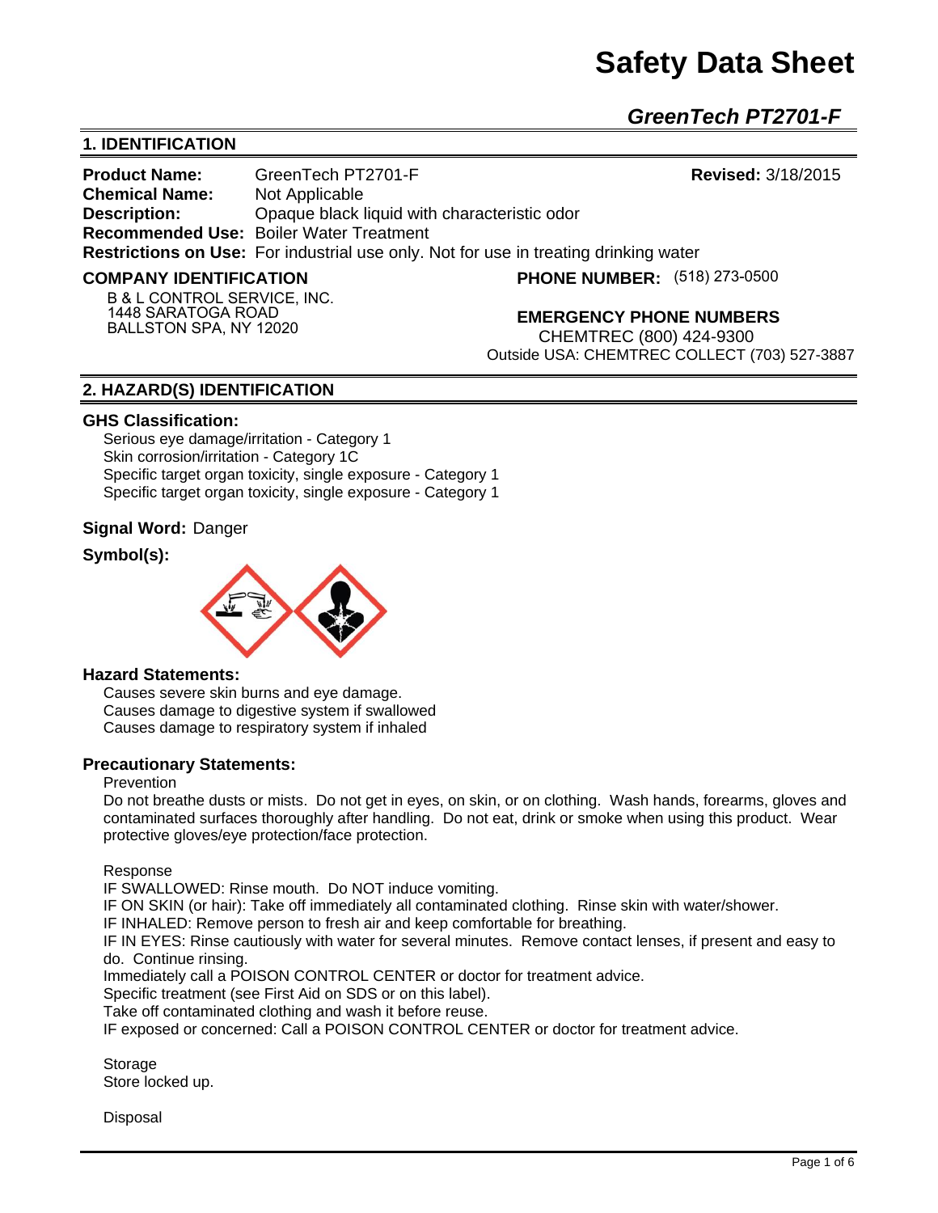# Safety Data Sheet

## *GreenTech PT2701-F*

## 1. IDENTIFICATION

**Product Name:** GreenTech PT2701-F **Revised:** 3/18/2015
**Chemical Name:** Not Applicable
**Description:** Opaque black liquid with characteristic odor
**Recommended Use:** Boiler Water Treatment
**Restrictions on Use:** For industrial use only. Not for use in treating drinking water

**COMPANY IDENTIFICATION**

B & L CONTROL SERVICE, INC.
1448 SARATOGA ROAD
BALLSTON SPA, NY 12020

**PHONE NUMBER:** (518) 273-0500

**EMERGENCY PHONE NUMBERS**

CHEMTREC (800) 424-9300
Outside USA: CHEMTREC COLLECT (703) 527-3887

## 2. HAZARD(S) IDENTIFICATION

**GHS Classification:**

Serious eye damage/irritation - Category 1
Skin corrosion/irritation - Category 1C
Specific target organ toxicity, single exposure - Category 1
Specific target organ toxicity, single exposure - Category 1

**Signal Word:** Danger

**Symbol(s):**

**Hazard Statements:**

Causes severe skin burns and eye damage.
Causes damage to digestive system if swallowed
Causes damage to respiratory system if inhaled

**Precautionary Statements:**

Prevention

Do not breathe dusts or mists. Do not get in eyes, on skin, or on clothing. Wash hands, forearms, gloves and contaminated surfaces thoroughly after handling. Do not eat, drink or smoke when using this product. Wear protective gloves/eye protection/face protection.

Response

IF SWALLOWED: Rinse mouth. Do NOT induce vomiting.
IF ON SKIN (or hair): Take off immediately all contaminated clothing. Rinse skin with water/shower.
IF INHALED: Remove person to fresh air and keep comfortable for breathing.
IF IN EYES: Rinse cautiously with water for several minutes. Remove contact lenses, if present and easy to do. Continue rinsing.
Immediately call a POISON CONTROL CENTER or doctor for treatment advice.
Specific treatment (see First Aid on SDS or on this label).
Take off contaminated clothing and wash it before reuse.
IF exposed or concerned: Call a POISON CONTROL CENTER or doctor for treatment advice.

Storage

Store locked up.

Disposal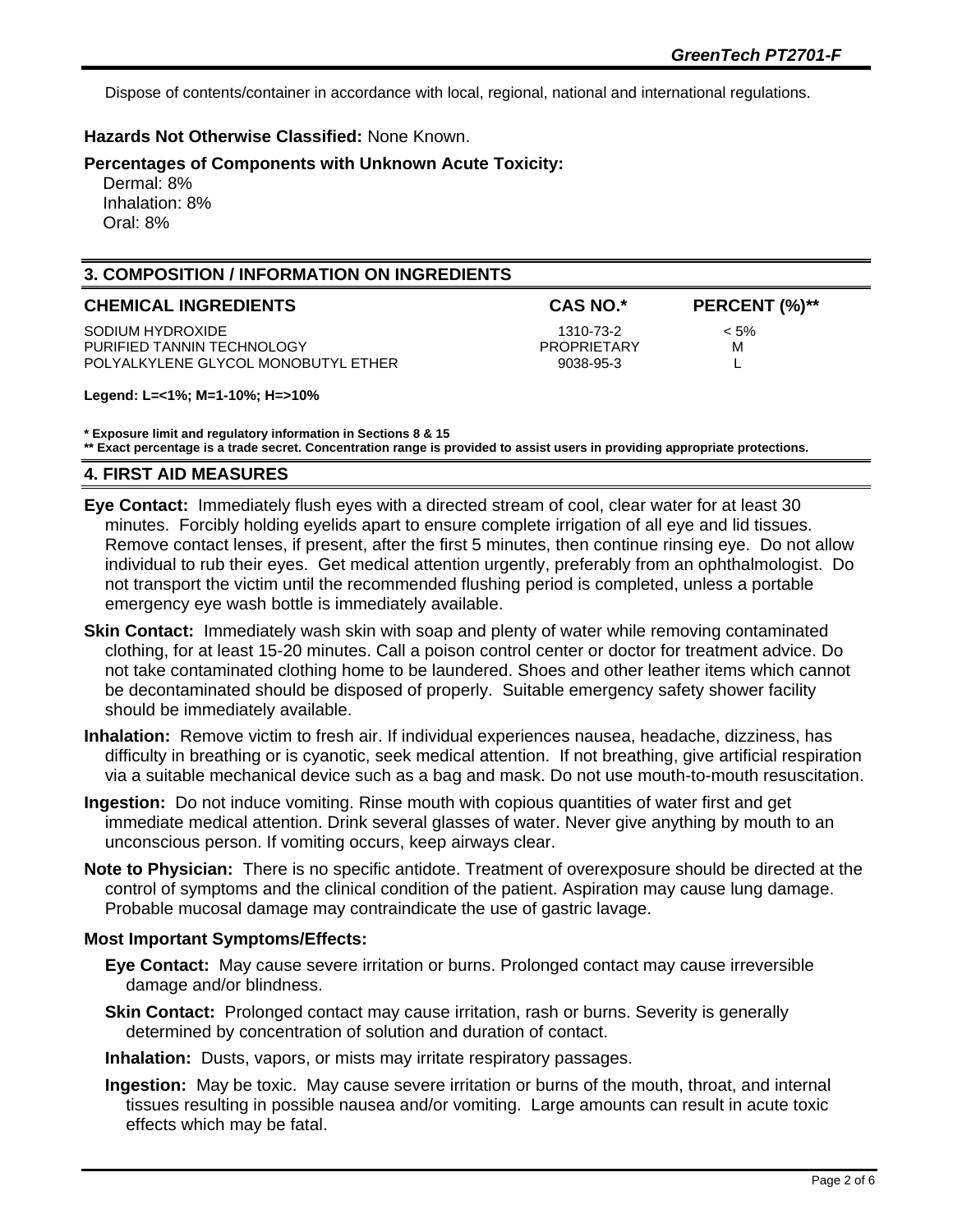Dispose of contents/container in accordance with local, regional, national and international regulations.

**Hazards Not Otherwise Classified:** None Known.

**Percentages of Components with Unknown Acute Toxicity:**

Dermal: 8%
Inhalation: 8%
Oral: 8%

## 3. COMPOSITION / INFORMATION ON INGREDIENTS

| CHEMICAL INGREDIENTS | CAS NO.* | PERCENT (%)** |
|---|---|---|
| SODIUM HYDROXIDE | 1310-73-2 | < 5% |
| PURIFIED TANNIN TECHNOLOGY | PROPRIETARY | M |
| POLYALKYLENE GLYCOL MONOBUTYL ETHER | 9038-95-3 | L |

**Legend: L=<1%; M=1-10%; H=>10%**

**\* Exposure limit and regulatory information in Sections 8 & 15**
**\*\* Exact percentage is a trade secret. Concentration range is provided to assist users in providing appropriate protections.**

## 4. FIRST AID MEASURES

**Eye Contact:** Immediately flush eyes with a directed stream of cool, clear water for at least 30 minutes. Forcibly holding eyelids apart to ensure complete irrigation of all eye and lid tissues. Remove contact lenses, if present, after the first 5 minutes, then continue rinsing eye. Do not allow individual to rub their eyes. Get medical attention urgently, preferably from an ophthalmologist. Do not transport the victim until the recommended flushing period is completed, unless a portable emergency eye wash bottle is immediately available.

**Skin Contact:** Immediately wash skin with soap and plenty of water while removing contaminated clothing, for at least 15-20 minutes. Call a poison control center or doctor for treatment advice. Do not take contaminated clothing home to be laundered. Shoes and other leather items which cannot be decontaminated should be disposed of properly. Suitable emergency safety shower facility should be immediately available.

**Inhalation:** Remove victim to fresh air. If individual experiences nausea, headache, dizziness, has difficulty in breathing or is cyanotic, seek medical attention. If not breathing, give artificial respiration via a suitable mechanical device such as a bag and mask. Do not use mouth-to-mouth resuscitation.

**Ingestion:** Do not induce vomiting. Rinse mouth with copious quantities of water first and get immediate medical attention. Drink several glasses of water. Never give anything by mouth to an unconscious person. If vomiting occurs, keep airways clear.

**Note to Physician:** There is no specific antidote. Treatment of overexposure should be directed at the control of symptoms and the clinical condition of the patient. Aspiration may cause lung damage. Probable mucosal damage may contraindicate the use of gastric lavage.

**Most Important Symptoms/Effects:**

**Eye Contact:** May cause severe irritation or burns. Prolonged contact may cause irreversible damage and/or blindness.

**Skin Contact:** Prolonged contact may cause irritation, rash or burns. Severity is generally determined by concentration of solution and duration of contact.

**Inhalation:** Dusts, vapors, or mists may irritate respiratory passages.

**Ingestion:** May be toxic. May cause severe irritation or burns of the mouth, throat, and internal tissues resulting in possible nausea and/or vomiting. Large amounts can result in acute toxic effects which may be fatal.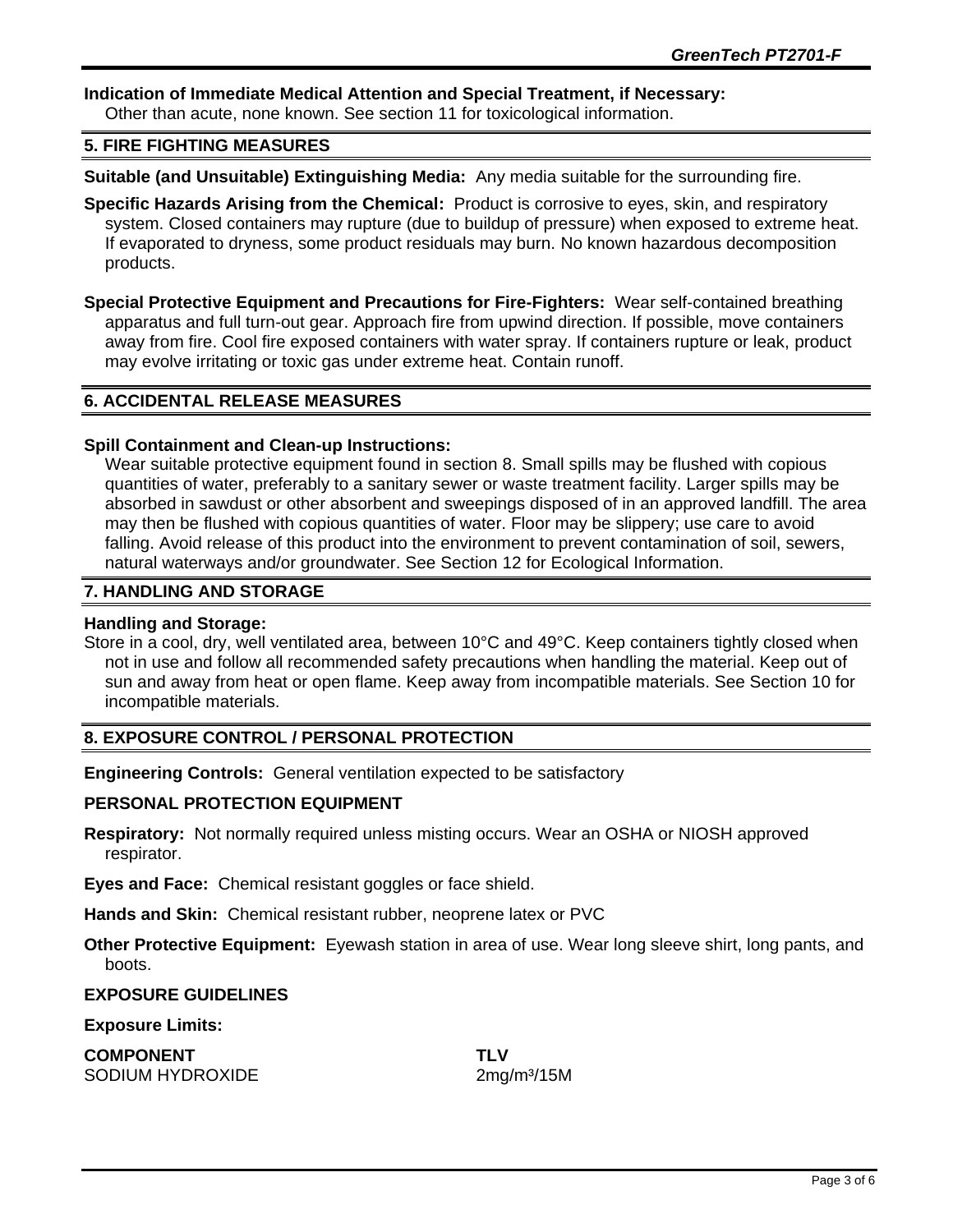**Indication of Immediate Medical Attention and Special Treatment, if Necessary:**
Other than acute, none known. See section 11 for toxicological information.

## 5. FIRE FIGHTING MEASURES

**Suitable (and Unsuitable) Extinguishing Media:** Any media suitable for the surrounding fire.

**Specific Hazards Arising from the Chemical:** Product is corrosive to eyes, skin, and respiratory system. Closed containers may rupture (due to buildup of pressure) when exposed to extreme heat. If evaporated to dryness, some product residuals may burn. No known hazardous decomposition products.

**Special Protective Equipment and Precautions for Fire-Fighters:** Wear self-contained breathing apparatus and full turn-out gear. Approach fire from upwind direction. If possible, move containers away from fire. Cool fire exposed containers with water spray. If containers rupture or leak, product may evolve irritating or toxic gas under extreme heat. Contain runoff.

## 6. ACCIDENTAL RELEASE MEASURES

**Spill Containment and Clean-up Instructions:**
Wear suitable protective equipment found in section 8. Small spills may be flushed with copious quantities of water, preferably to a sanitary sewer or waste treatment facility. Larger spills may be absorbed in sawdust or other absorbent and sweepings disposed of in an approved landfill. The area may then be flushed with copious quantities of water. Floor may be slippery; use care to avoid falling. Avoid release of this product into the environment to prevent contamination of soil, sewers, natural waterways and/or groundwater. See Section 12 for Ecological Information.

## 7. HANDLING AND STORAGE

**Handling and Storage:**
Store in a cool, dry, well ventilated area, between 10°C and 49°C. Keep containers tightly closed when not in use and follow all recommended safety precautions when handling the material. Keep out of sun and away from heat or open flame. Keep away from incompatible materials. See Section 10 for incompatible materials.

## 8. EXPOSURE CONTROL / PERSONAL PROTECTION

**Engineering Controls:** General ventilation expected to be satisfactory

**PERSONAL PROTECTION EQUIPMENT**

**Respiratory:** Not normally required unless misting occurs. Wear an OSHA or NIOSH approved respirator.

**Eyes and Face:** Chemical resistant goggles or face shield.

**Hands and Skin:** Chemical resistant rubber, neoprene latex or PVC

**Other Protective Equipment:** Eyewash station in area of use. Wear long sleeve shirt, long pants, and boots.

**EXPOSURE GUIDELINES**

**Exposure Limits:**

| COMPONENT | TLV |
|---|---|
| SODIUM HYDROXIDE | 2mg/m³/15M |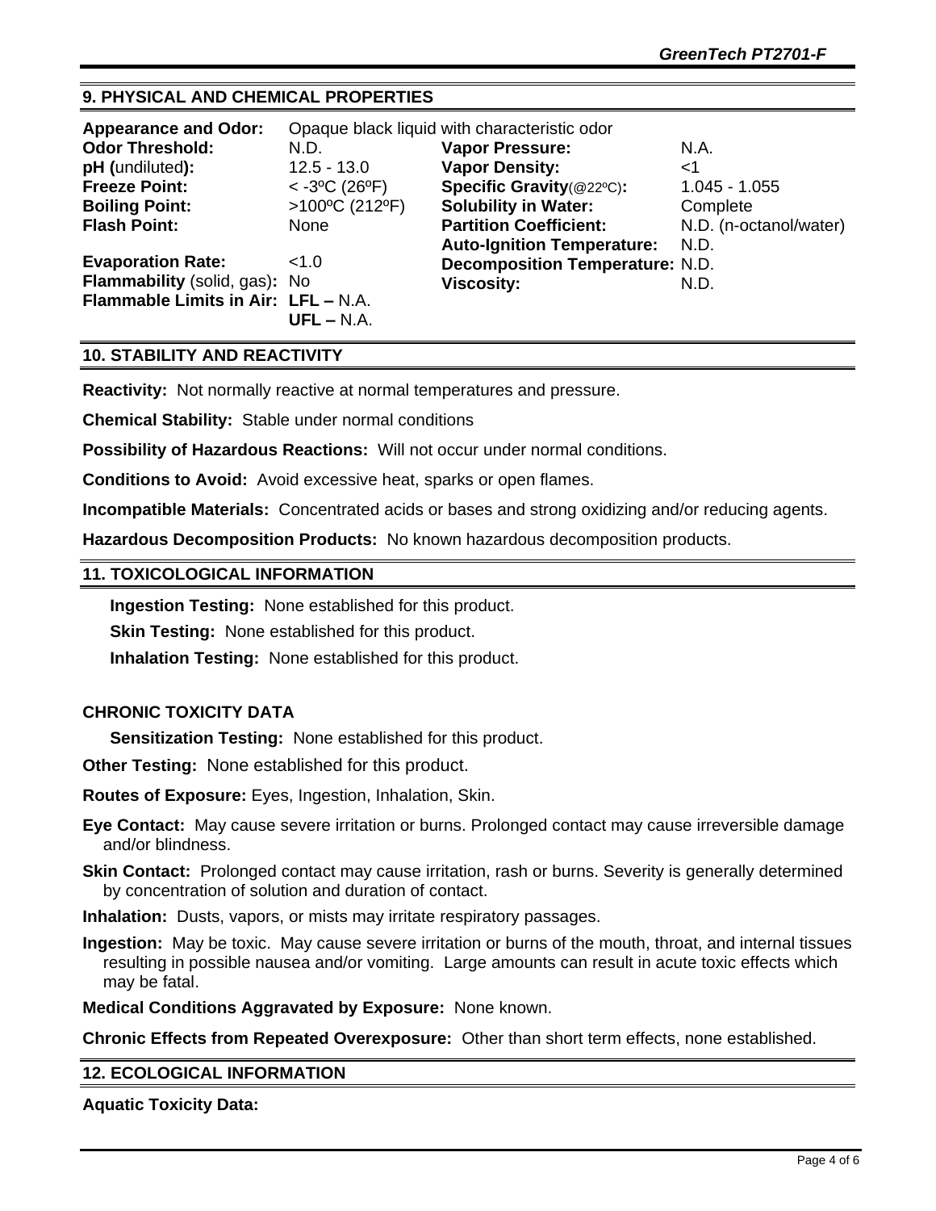## 9. PHYSICAL AND CHEMICAL PROPERTIES

| | | | |
|---|---|---|---|
| **Appearance and Odor:** | Opaque black liquid with characteristic odor | | |
| **Odor Threshold:** | N.D. | **Vapor Pressure:** | N.A. |
| **pH (**undiluted**):** | 12.5 - 13.0 | **Vapor Density:** | <1 |
| **Freeze Point:** | < -3ºC (26ºF) | **Specific Gravity**(@22ºC)**:** | 1.045 - 1.055 |
| **Boiling Point:** | >100ºC (212ºF) | **Solubility in Water:** | Complete |
| **Flash Point:** | None | **Partition Coefficient:** | N.D. (n-octanol/water) |
| | | **Auto-Ignition Temperature:** | N.D. |
| **Evaporation Rate:** | <1.0 | **Decomposition Temperature:** | N.D. |
| **Flammability** (solid, gas)**:** | No | **Viscosity:** | N.D. |
| **Flammable Limits in Air:** | **LFL –** N.A. | | |
| | **UFL –** N.A. | | |

## 10. STABILITY AND REACTIVITY

**Reactivity:** Not normally reactive at normal temperatures and pressure.

**Chemical Stability:** Stable under normal conditions

**Possibility of Hazardous Reactions:** Will not occur under normal conditions.

**Conditions to Avoid:** Avoid excessive heat, sparks or open flames.

**Incompatible Materials:** Concentrated acids or bases and strong oxidizing and/or reducing agents.

**Hazardous Decomposition Products:** No known hazardous decomposition products.

## 11. TOXICOLOGICAL INFORMATION

**Ingestion Testing:** None established for this product.

**Skin Testing:** None established for this product.

**Inhalation Testing:** None established for this product.

**CHRONIC TOXICITY DATA**

**Sensitization Testing:** None established for this product.

**Other Testing:** None established for this product.

**Routes of Exposure:** Eyes, Ingestion, Inhalation, Skin.

**Eye Contact:** May cause severe irritation or burns. Prolonged contact may cause irreversible damage and/or blindness.

**Skin Contact:** Prolonged contact may cause irritation, rash or burns. Severity is generally determined by concentration of solution and duration of contact.

**Inhalation:** Dusts, vapors, or mists may irritate respiratory passages.

**Ingestion:** May be toxic. May cause severe irritation or burns of the mouth, throat, and internal tissues resulting in possible nausea and/or vomiting. Large amounts can result in acute toxic effects which may be fatal.

**Medical Conditions Aggravated by Exposure:** None known.

**Chronic Effects from Repeated Overexposure:** Other than short term effects, none established.

## 12. ECOLOGICAL INFORMATION

**Aquatic Toxicity Data:**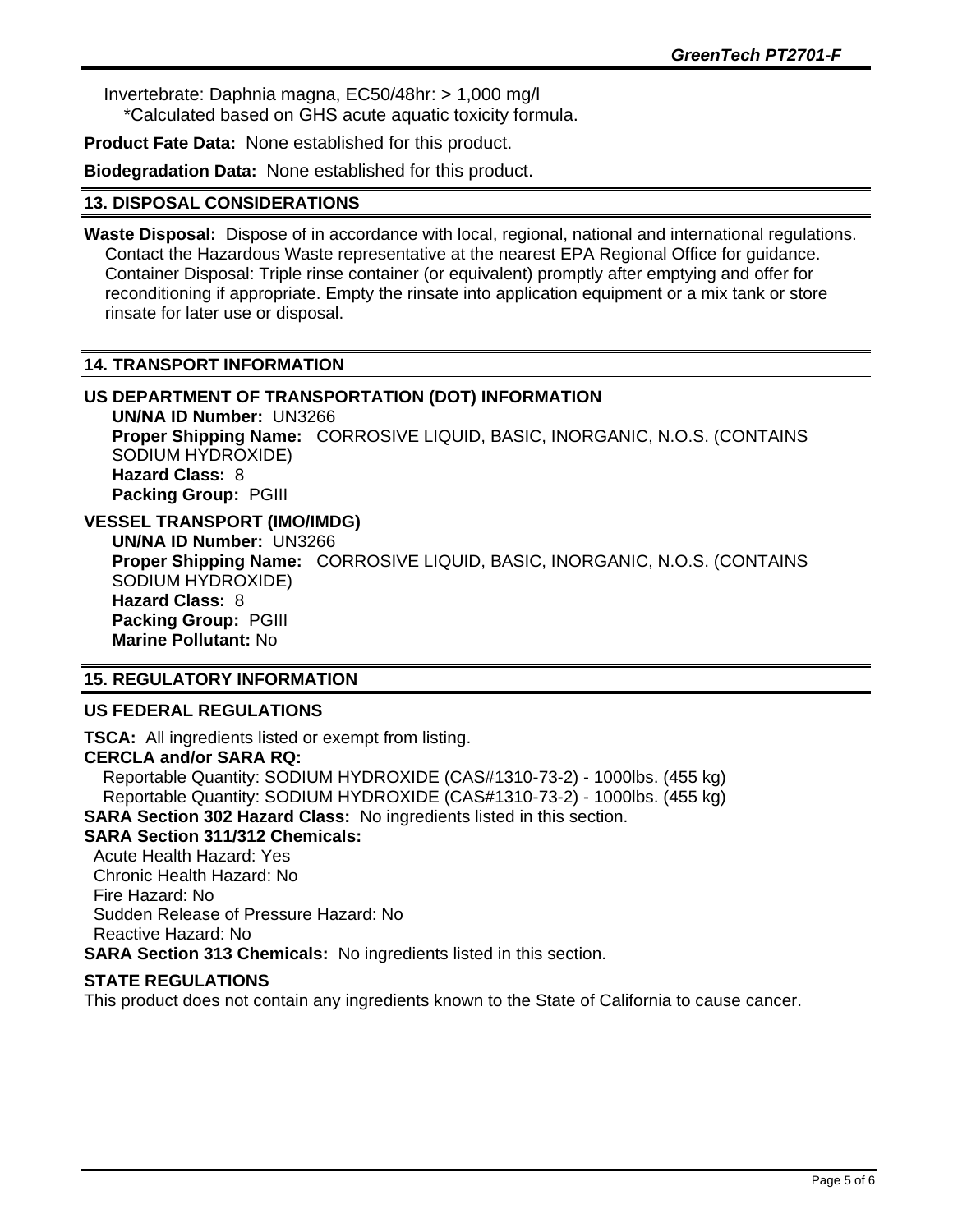Invertebrate: Daphnia magna, EC50/48hr: > 1,000 mg/l
*Calculated based on GHS acute aquatic toxicity formula.

**Product Fate Data:** None established for this product.

**Biodegradation Data:** None established for this product.

## 13. DISPOSAL CONSIDERATIONS

**Waste Disposal:** Dispose of in accordance with local, regional, national and international regulations. Contact the Hazardous Waste representative at the nearest EPA Regional Office for guidance. Container Disposal: Triple rinse container (or equivalent) promptly after emptying and offer for reconditioning if appropriate. Empty the rinsate into application equipment or a mix tank or store rinsate for later use or disposal.

## 14. TRANSPORT INFORMATION

### US DEPARTMENT OF TRANSPORTATION (DOT) INFORMATION

**UN/NA ID Number:** UN3266
**Proper Shipping Name:** CORROSIVE LIQUID, BASIC, INORGANIC, N.O.S. (CONTAINS SODIUM HYDROXIDE)
**Hazard Class:** 8
**Packing Group:** PGIII

### VESSEL TRANSPORT (IMO/IMDG)

**UN/NA ID Number:** UN3266
**Proper Shipping Name:** CORROSIVE LIQUID, BASIC, INORGANIC, N.O.S. (CONTAINS SODIUM HYDROXIDE)
**Hazard Class:** 8
**Packing Group:** PGIII
**Marine Pollutant:** No

## 15. REGULATORY INFORMATION

### US FEDERAL REGULATIONS

**TSCA:** All ingredients listed or exempt from listing.
**CERCLA and/or SARA RQ:**
Reportable Quantity: SODIUM HYDROXIDE (CAS#1310-73-2) - 1000lbs. (455 kg)
Reportable Quantity: SODIUM HYDROXIDE (CAS#1310-73-2) - 1000lbs. (455 kg)
**SARA Section 302 Hazard Class:** No ingredients listed in this section.
**SARA Section 311/312 Chemicals:**
Acute Health Hazard: Yes
Chronic Health Hazard: No
Fire Hazard: No
Sudden Release of Pressure Hazard: No
Reactive Hazard: No
**SARA Section 313 Chemicals:** No ingredients listed in this section.

### STATE REGULATIONS

This product does not contain any ingredients known to the State of California to cause cancer.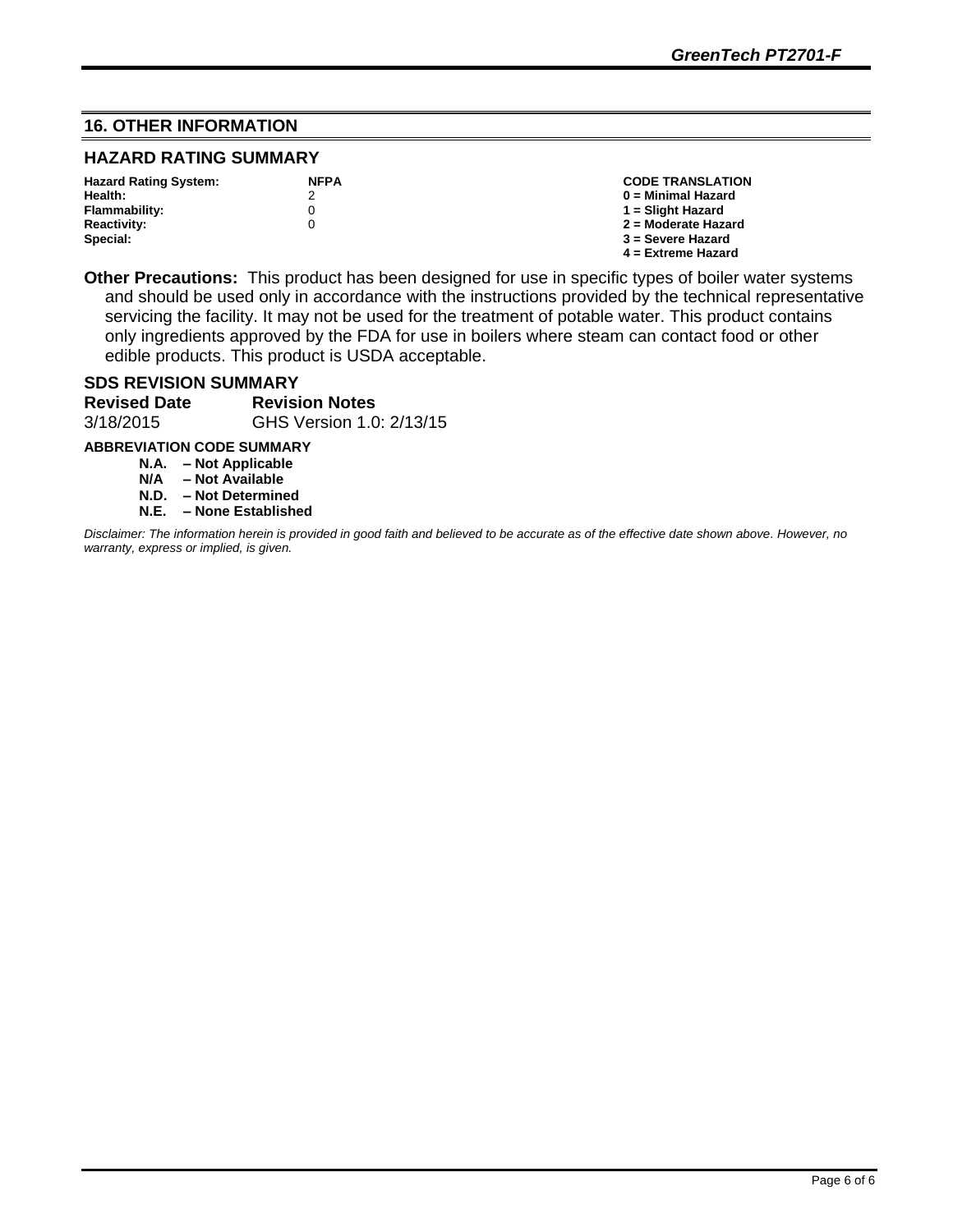## 16. OTHER INFORMATION

### HAZARD RATING SUMMARY

| Hazard Rating System: | NFPA | CODE TRANSLATION |
|---|---|---|
| Health: | 2 | 0 = Minimal Hazard |
| Flammability: | 0 | 1 = Slight Hazard |
| Reactivity: | 0 | 2 = Moderate Hazard |
| Special: | | 3 = Severe Hazard |
| | | 4 = Extreme Hazard |

**Other Precautions:** This product has been designed for use in specific types of boiler water systems and should be used only in accordance with the instructions provided by the technical representative servicing the facility. It may not be used for the treatment of potable water. This product contains only ingredients approved by the FDA for use in boilers where steam can contact food or other edible products. This product is USDA acceptable.

### SDS REVISION SUMMARY

| Revised Date | Revision Notes |
|---|---|
| 3/18/2015 | GHS Version 1.0: 2/13/15 |

**ABBREVIATION CODE SUMMARY**

- **N.A. – Not Applicable**
- **N/A – Not Available**
- **N.D. – Not Determined**
- **N.E. – None Established**

*Disclaimer: The information herein is provided in good faith and believed to be accurate as of the effective date shown above. However, no warranty, express or implied, is given.*